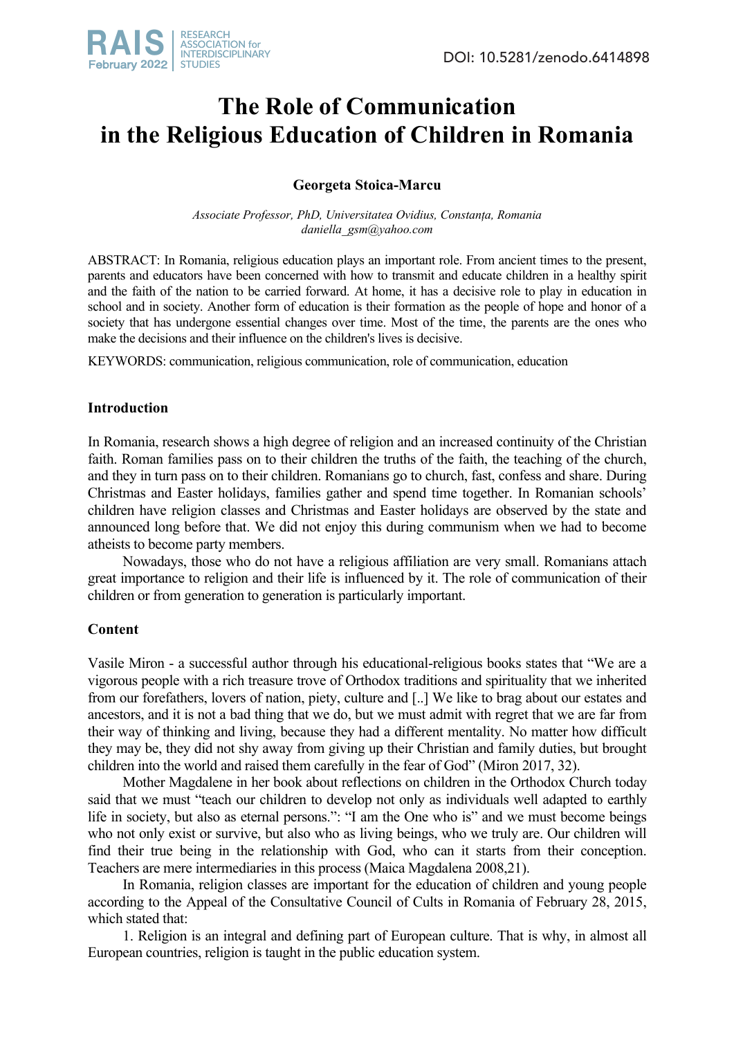# The Role of Communication in the Religious Education of Children in Romania

**Georgeta Stoica-Marcu**

*Associate Professor, PhD, Universitatea Ovidius, Constanța, Romania*
*daniella_gsm@yahoo.com*

ABSTRACT: In Romania, religious education plays an important role. From ancient times to the present, parents and educators have been concerned with how to transmit and educate children in a healthy spirit and the faith of the nation to be carried forward. At home, it has a decisive role to play in education in school and in society. Another form of education is their formation as the people of hope and honor of a society that has undergone essential changes over time. Most of the time, the parents are the ones who make the decisions and their influence on the children's lives is decisive.

KEYWORDS: communication, religious communication, role of communication, education

## Introduction

In Romania, research shows a high degree of religion and an increased continuity of the Christian faith. Roman families pass on to their children the truths of the faith, the teaching of the church, and they in turn pass on to their children. Romanians go to church, fast, confess and share. During Christmas and Easter holidays, families gather and spend time together. In Romanian schools' children have religion classes and Christmas and Easter holidays are observed by the state and announced long before that. We did not enjoy this during communism when we had to become atheists to become party members.

Nowadays, those who do not have a religious affiliation are very small. Romanians attach great importance to religion and their life is influenced by it. The role of communication of their children or from generation to generation is particularly important.

## Content

Vasile Miron - a successful author through his educational-religious books states that "We are a vigorous people with a rich treasure trove of Orthodox traditions and spirituality that we inherited from our forefathers, lovers of nation, piety, culture and [..] We like to brag about our estates and ancestors, and it is not a bad thing that we do, but we must admit with regret that we are far from their way of thinking and living, because they had a different mentality. No matter how difficult they may be, they did not shy away from giving up their Christian and family duties, but brought children into the world and raised them carefully in the fear of God" (Miron 2017, 32).

Mother Magdalene in her book about reflections on children in the Orthodox Church today said that we must "teach our children to develop not only as individuals well adapted to earthly life in society, but also as eternal persons.": "I am the One who is" and we must become beings who not only exist or survive, but also who as living beings, who we truly are. Our children will find their true being in the relationship with God, who can it starts from their conception. Teachers are mere intermediaries in this process (Maica Magdalena 2008,21).

In Romania, religion classes are important for the education of children and young people according to the Appeal of the Consultative Council of Cults in Romania of February 28, 2015, which stated that:

1. Religion is an integral and defining part of European culture. That is why, in almost all European countries, religion is taught in the public education system.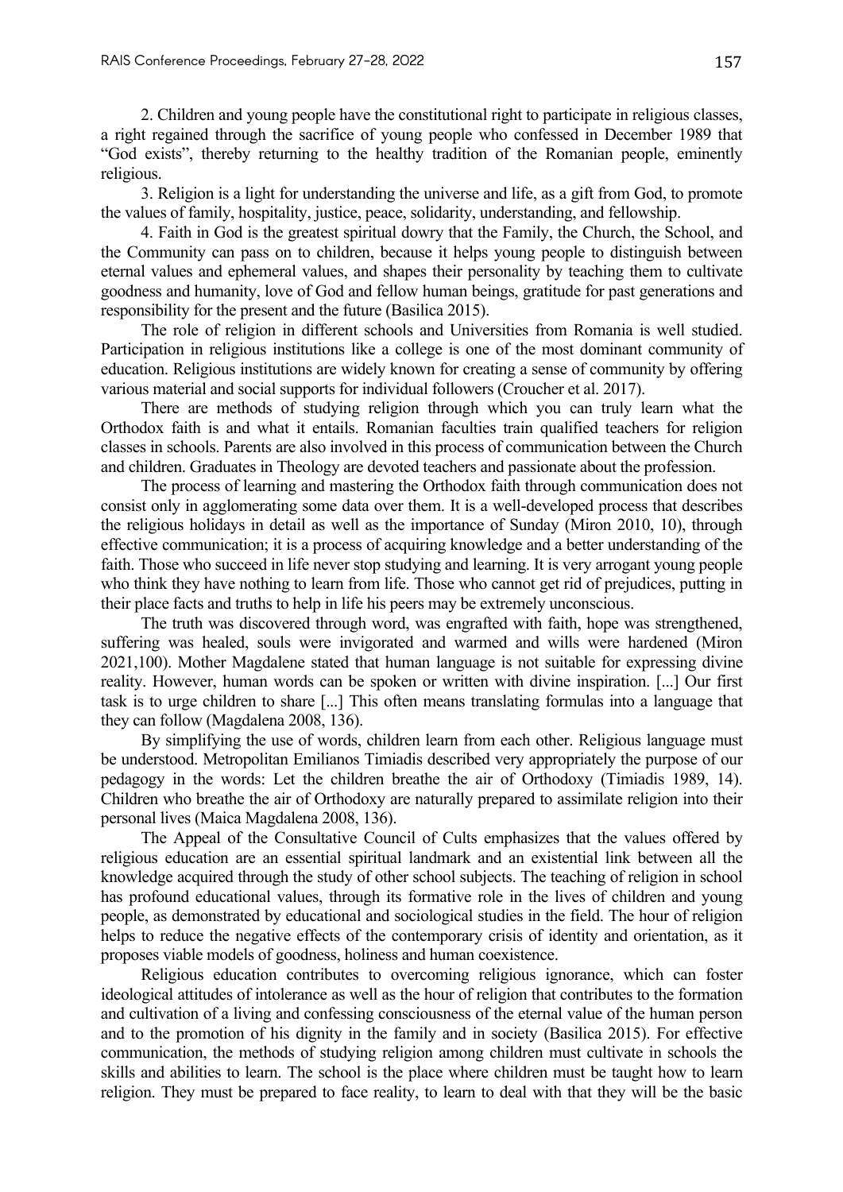2. Children and young people have the constitutional right to participate in religious classes, a right regained through the sacrifice of young people who confessed in December 1989 that "God exists", thereby returning to the healthy tradition of the Romanian people, eminently religious.

3. Religion is a light for understanding the universe and life, as a gift from God, to promote the values of family, hospitality, justice, peace, solidarity, understanding, and fellowship.

4. Faith in God is the greatest spiritual dowry that the Family, the Church, the School, and the Community can pass on to children, because it helps young people to distinguish between eternal values and ephemeral values, and shapes their personality by teaching them to cultivate goodness and humanity, love of God and fellow human beings, gratitude for past generations and responsibility for the present and the future (Basilica 2015).

The role of religion in different schools and Universities from Romania is well studied. Participation in religious institutions like a college is one of the most dominant community of education. Religious institutions are widely known for creating a sense of community by offering various material and social supports for individual followers (Croucher et al. 2017).

There are methods of studying religion through which you can truly learn what the Orthodox faith is and what it entails. Romanian faculties train qualified teachers for religion classes in schools. Parents are also involved in this process of communication between the Church and children. Graduates in Theology are devoted teachers and passionate about the profession.

The process of learning and mastering the Orthodox faith through communication does not consist only in agglomerating some data over them. It is a well-developed process that describes the religious holidays in detail as well as the importance of Sunday (Miron 2010, 10), through effective communication; it is a process of acquiring knowledge and a better understanding of the faith. Those who succeed in life never stop studying and learning. It is very arrogant young people who think they have nothing to learn from life. Those who cannot get rid of prejudices, putting in their place facts and truths to help in life his peers may be extremely unconscious.

The truth was discovered through word, was engrafted with faith, hope was strengthened, suffering was healed, souls were invigorated and warmed and wills were hardened (Miron 2021,100). Mother Magdalene stated that human language is not suitable for expressing divine reality. However, human words can be spoken or written with divine inspiration. [...] Our first task is to urge children to share [...] This often means translating formulas into a language that they can follow (Magdalena 2008, 136).

By simplifying the use of words, children learn from each other. Religious language must be understood. Metropolitan Emilianos Timiadis described very appropriately the purpose of our pedagogy in the words: Let the children breathe the air of Orthodoxy (Timiadis 1989, 14). Children who breathe the air of Orthodoxy are naturally prepared to assimilate religion into their personal lives (Maica Magdalena 2008, 136).

The Appeal of the Consultative Council of Cults emphasizes that the values offered by religious education are an essential spiritual landmark and an existential link between all the knowledge acquired through the study of other school subjects. The teaching of religion in school has profound educational values, through its formative role in the lives of children and young people, as demonstrated by educational and sociological studies in the field. The hour of religion helps to reduce the negative effects of the contemporary crisis of identity and orientation, as it proposes viable models of goodness, holiness and human coexistence.

Religious education contributes to overcoming religious ignorance, which can foster ideological attitudes of intolerance as well as the hour of religion that contributes to the formation and cultivation of a living and confessing consciousness of the eternal value of the human person and to the promotion of his dignity in the family and in society (Basilica 2015). For effective communication, the methods of studying religion among children must cultivate in schools the skills and abilities to learn. The school is the place where children must be taught how to learn religion. They must be prepared to face reality, to learn to deal with that they will be the basic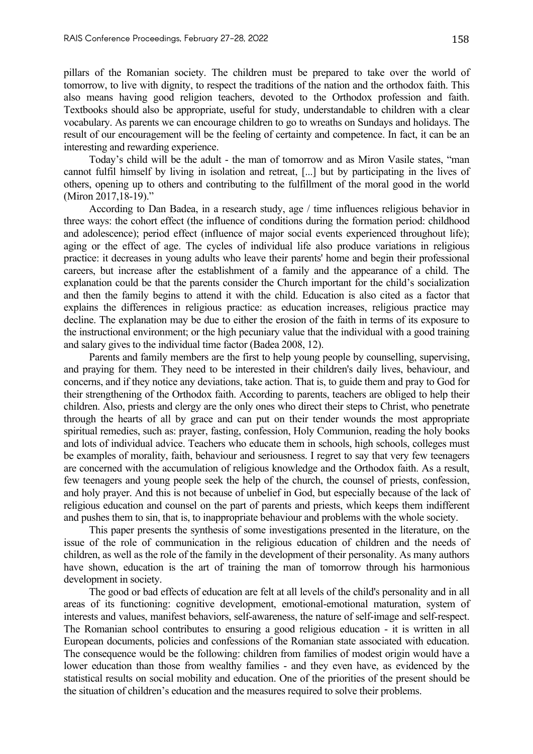pillars of the Romanian society. The children must be prepared to take over the world of tomorrow, to live with dignity, to respect the traditions of the nation and the orthodox faith. This also means having good religion teachers, devoted to the Orthodox profession and faith. Textbooks should also be appropriate, useful for study, understandable to children with a clear vocabulary. As parents we can encourage children to go to wreaths on Sundays and holidays. The result of our encouragement will be the feeling of certainty and competence. In fact, it can be an interesting and rewarding experience.

Today's child will be the adult - the man of tomorrow and as Miron Vasile states, "man cannot fulfil himself by living in isolation and retreat, [...] but by participating in the lives of others, opening up to others and contributing to the fulfillment of the moral good in the world (Miron 2017,18-19)."

According to Dan Badea, in a research study, age / time influences religious behavior in three ways: the cohort effect (the influence of conditions during the formation period: childhood and adolescence); period effect (influence of major social events experienced throughout life); aging or the effect of age. The cycles of individual life also produce variations in religious practice: it decreases in young adults who leave their parents' home and begin their professional careers, but increase after the establishment of a family and the appearance of a child. The explanation could be that the parents consider the Church important for the child's socialization and then the family begins to attend it with the child. Education is also cited as a factor that explains the differences in religious practice: as education increases, religious practice may decline. The explanation may be due to either the erosion of the faith in terms of its exposure to the instructional environment; or the high pecuniary value that the individual with a good training and salary gives to the individual time factor (Badea 2008, 12).

Parents and family members are the first to help young people by counselling, supervising, and praying for them. They need to be interested in their children's daily lives, behaviour, and concerns, and if they notice any deviations, take action. That is, to guide them and pray to God for their strengthening of the Orthodox faith. According to parents, teachers are obliged to help their children. Also, priests and clergy are the only ones who direct their steps to Christ, who penetrate through the hearts of all by grace and can put on their tender wounds the most appropriate spiritual remedies, such as: prayer, fasting, confession, Holy Communion, reading the holy books and lots of individual advice. Teachers who educate them in schools, high schools, colleges must be examples of morality, faith, behaviour and seriousness. I regret to say that very few teenagers are concerned with the accumulation of religious knowledge and the Orthodox faith. As a result, few teenagers and young people seek the help of the church, the counsel of priests, confession, and holy prayer. And this is not because of unbelief in God, but especially because of the lack of religious education and counsel on the part of parents and priests, which keeps them indifferent and pushes them to sin, that is, to inappropriate behaviour and problems with the whole society.

This paper presents the synthesis of some investigations presented in the literature, on the issue of the role of communication in the religious education of children and the needs of children, as well as the role of the family in the development of their personality. As many authors have shown, education is the art of training the man of tomorrow through his harmonious development in society.

The good or bad effects of education are felt at all levels of the child's personality and in all areas of its functioning: cognitive development, emotional-emotional maturation, system of interests and values, manifest behaviors, self-awareness, the nature of self-image and self-respect. The Romanian school contributes to ensuring a good religious education - it is written in all European documents, policies and confessions of the Romanian state associated with education. The consequence would be the following: children from families of modest origin would have a lower education than those from wealthy families - and they even have, as evidenced by the statistical results on social mobility and education. One of the priorities of the present should be the situation of children's education and the measures required to solve their problems.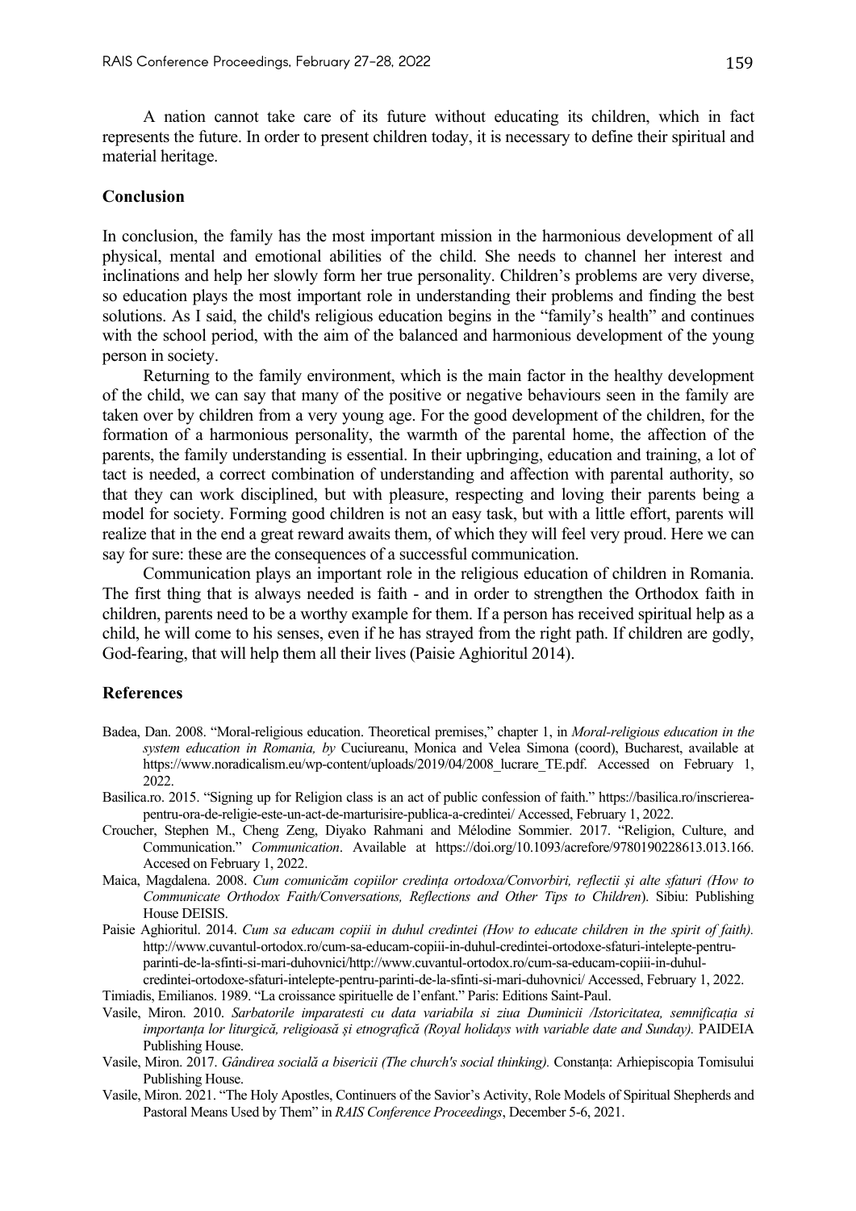A nation cannot take care of its future without educating its children, which in fact represents the future. In order to present children today, it is necessary to define their spiritual and material heritage.

## Conclusion

In conclusion, the family has the most important mission in the harmonious development of all physical, mental and emotional abilities of the child. She needs to channel her interest and inclinations and help her slowly form her true personality. Children's problems are very diverse, so education plays the most important role in understanding their problems and finding the best solutions. As I said, the child's religious education begins in the "family's health" and continues with the school period, with the aim of the balanced and harmonious development of the young person in society.

Returning to the family environment, which is the main factor in the healthy development of the child, we can say that many of the positive or negative behaviours seen in the family are taken over by children from a very young age. For the good development of the children, for the formation of a harmonious personality, the warmth of the parental home, the affection of the parents, the family understanding is essential. In their upbringing, education and training, a lot of tact is needed, a correct combination of understanding and affection with parental authority, so that they can work disciplined, but with pleasure, respecting and loving their parents being a model for society. Forming good children is not an easy task, but with a little effort, parents will realize that in the end a great reward awaits them, of which they will feel very proud. Here we can say for sure: these are the consequences of a successful communication.

Communication plays an important role in the religious education of children in Romania. The first thing that is always needed is faith - and in order to strengthen the Orthodox faith in children, parents need to be a worthy example for them. If a person has received spiritual help as a child, he will come to his senses, even if he has strayed from the right path. If children are godly, God-fearing, that will help them all their lives (Paisie Aghioritul 2014).

## References

Badea, Dan. 2008. "Moral-religious education. Theoretical premises," chapter 1, in *Moral-religious education in the system education in Romania, by* Cuciureanu, Monica and Velea Simona (coord), Bucharest, available at https://www.noradicalism.eu/wp-content/uploads/2019/04/2008_lucrare_TE.pdf. Accessed on February 1, 2022.

Basilica.ro. 2015. "Signing up for Religion class is an act of public confession of faith." https://basilica.ro/inscrierea-pentru-ora-de-religie-este-un-act-de-marturisire-publica-a-credintei/ Accessed, February 1, 2022.

Croucher, Stephen M., Cheng Zeng, Diyako Rahmani and Mélodine Sommier. 2017. "Religion, Culture, and Communication." *Communication*. Available at https://doi.org/10.1093/acrefore/9780190228613.013.166. Accesed on February 1, 2022.

Maica, Magdalena. 2008. *Cum comunicăm copiilor credința ortodoxa/Convorbiri, reflectii și alte sfaturi (How to Communicate Orthodox Faith/Conversations, Reflections and Other Tips to Children*). Sibiu: Publishing House DEISIS.

Paisie Aghioritul. 2014. *Cum sa educam copiii in duhul credintei (How to educate children in the spirit of faith).* http://www.cuvantul-ortodox.ro/cum-sa-educam-copiii-in-duhul-credintei-ortodoxe-sfaturi-intelepte-pentru-parinti-de-la-sfinti-si-mari-duhovnici/http://www.cuvantul-ortodox.ro/cum-sa-educam-copiii-in-duhul-credintei-ortodoxe-sfaturi-intelepte-pentru-parinti-de-la-sfinti-si-mari-duhovnici/ Accessed, February 1, 2022.

Timiadis, Emilianos. 1989. "La croissance spirituelle de l'enfant." Paris: Editions Saint-Paul.

Vasile, Miron. 2010. *Sarbatorile imparatesti cu data variabila si ziua Duminicii /Istoricitatea, semnificația si importanța lor liturgică, religioasă și etnografică (Royal holidays with variable date and Sunday).* PAIDEIA Publishing House.

Vasile, Miron. 2017. *Gândirea socială a bisericii (The church's social thinking).* Constanța: Arhiepiscopia Tomisului Publishing House.

Vasile, Miron. 2021. "The Holy Apostles, Continuers of the Savior's Activity, Role Models of Spiritual Shepherds and Pastoral Means Used by Them" in *RAIS Conference Proceedings*, December 5-6, 2021.